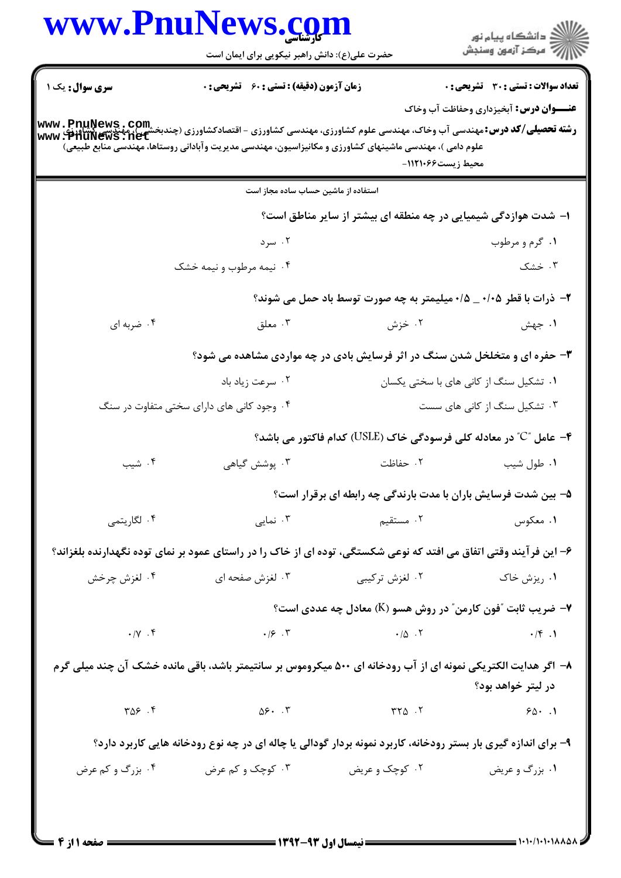**سری سوال:** یک ۱

**زمان آزمون (دقیقه) : تستی : ۶۰ تشریحی : ۰**

**تعداد سوالات : تستی : ۳۰ تشریحی : ۰**

**عنـــوان درس:** آبخیزداری وحفاظت آب وخاک

**رشته تحصیلی/کد درس:** مهندسی آب وخاک، مهندسی علوم کشاورزی، مهندسی کشاورزی - اقتصادکشاورزی (چندبخشی)، مهندسی کشاورزی (علوم دامی )، مهندسی ماشینهای کشاورزی و مکانیزاسیون، مهندسی مدیریت وآبادانی روستاها، مهندسی منابع طبیعی) محیط زیست۱۱۲۱۰۶۶-

استفاده از ماشین حساب ساده مجاز است

۱- شدت هوازدگی شیمیایی در چه منطقه ای بیشتر از سایر مناطق است؟

۱. گرم و مرطوب
۲. سرد
۳. خشک
۴. نیمه مرطوب و نیمه خشک

۲- ذرات با قطر ۰/۰۵ _ ۰/۵ میلیمتر به چه صورت توسط باد حمل می شوند؟

۱. جهش
۲. خزش
۳. معلق
۴. ضربه ای

۳- حفره ای و متخلخل شدن سنگ در اثر فرسایش بادی در چه مواردی مشاهده می شود؟

۱. تشکیل سنگ از کانی های با سختی یکسان
۲. سرعت زیاد باد
۳. تشکیل سنگ از کانی های سست
۴. وجود کانی های دارای سختی متفاوت در سنگ

۴- عامل "C" در معادله کلی فرسودگی خاک (USLE) کدام فاکتور می باشد؟

۱. طول شیب
۲. حفاظت
۳. پوشش گیاهی
۴. شیب

۵- بین شدت فرسایش باران با مدت بارندگی چه رابطه ای برقرار است؟

۱. معکوس
۲. مستقیم
۳. نمایی
۴. لگاریتمی

۶- این فرآیند وقتی اتفاق می افتد که نوعی شکستگی، توده ای از خاک را در راستای عمود بر نمای توده نگهدارنده بلغزاند؟

۱. ریزش خاک
۲. لغزش ترکیبی
۳. لغزش صفحه ای
۴. لغزش چرخش

۷- ضریب ثابت "فون کارمن" در روش هسو (K) معادل چه عددی است؟

۱. ۰/۴
۲. ۰/۵
۳. ۰/۶
۴. ۰/۷

۸- اگر هدایت الکتریکی نمونه ای از آب رودخانه ای ۵۰۰ میکروموس بر سانتیمتر باشد، باقی مانده خشک آن چند میلی گرم در لیتر خواهد بود؟

۱. ۶۵۰
۲. ۳۲۵
۳. ۵۶۰
۴. ۳۵۶

۹- برای اندازه گیری بار بستر رودخانه، کاربرد نمونه بردار گودالی یا چاله ای در چه نوع رودخانه هایی کاربرد دارد؟

۱. بزرگ و عریض
۲. کوچک و عریض
۳. کوچک و کم عرض
۴. بزرگ و کم عرض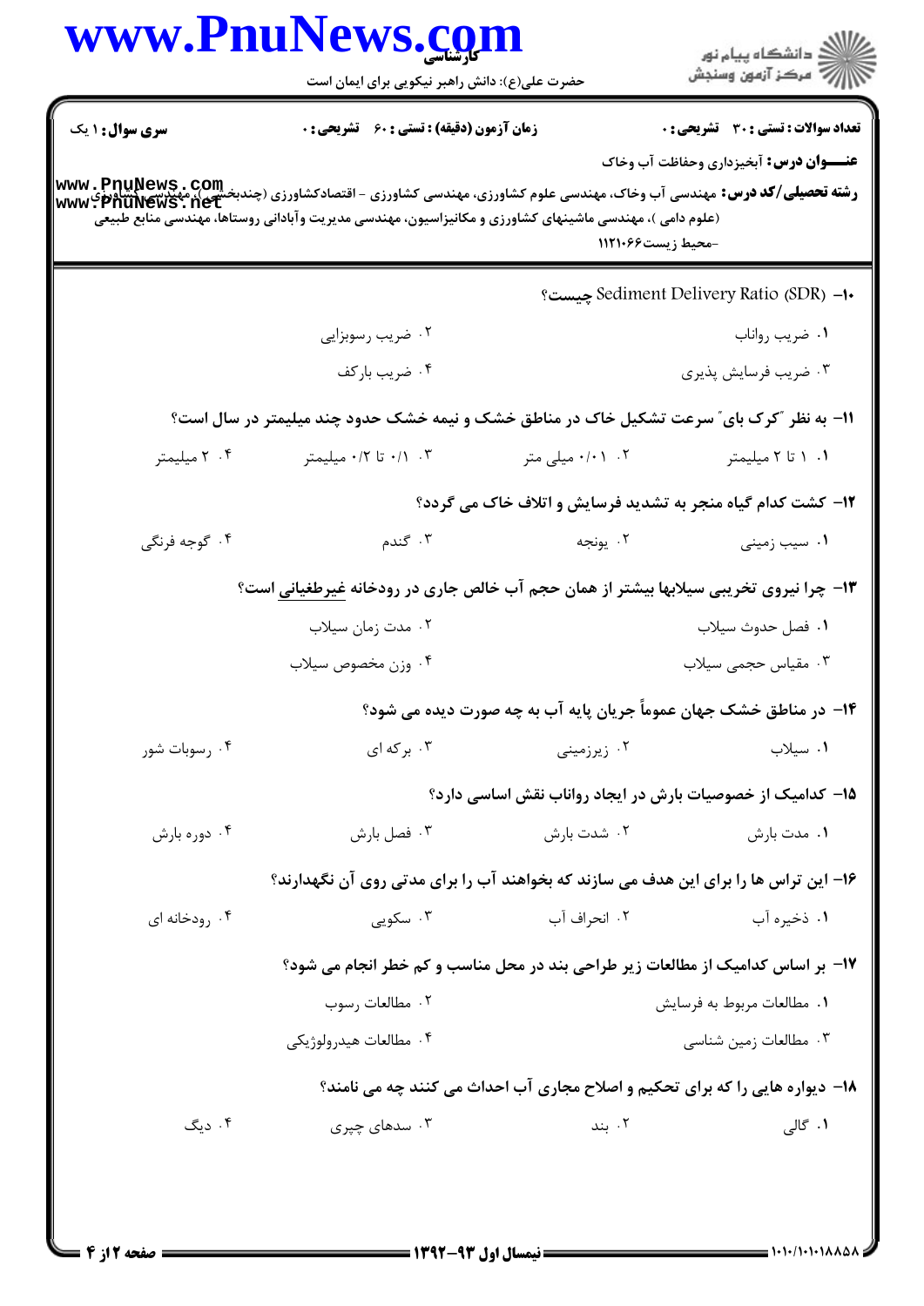**سری سوال:** ۱ یک | **زمان آزمون (دقیقه) : تستی : ۶۰ تشریحی : ۰** | **تعداد سوالات : تستی : ۳۰ تشریحی : ۰**

**عنـــوان درس:** آبخیزداری وحفاظت آب وخاک

**رشته تحصیلی/کد درس:** مهندسی آب وخاک، مهندسی علوم کشاورزی، مهندسی کشاورزی - اقتصادکشاورزی (چندبخشی )، مهندسی کشاورزی (علوم دامی )، مهندسی ماشینهای کشاورزی و مکانیزاسیون، مهندسی مدیریت وآبادانی روستاها، مهندسی منابع طبیعی -محیط زیست۱۱۲۱۰۶۶

۱۰- Sediment Delivery Ratio (SDR) چیست؟

۱. ضریب رواناب
۲. ضریب رسوبزایی
۳. ضریب فرسایش پذیری
۴. ضریب بارکف

۱۱- به نظر "کرک بای" سرعت تشکیل خاک در مناطق خشک و نیمه خشک حدود چند میلیمتر در سال است؟

۱. ۱ تا ۲ میلیمتر
۲. ۰/۰۱ میلی متر
۳. ۰/۱ تا ۰/۲ میلیمتر
۴. ۲ میلیمتر

۱۲- کشت کدام گیاه منجر به تشدید فرسایش و اتلاف خاک می گردد؟

۱. سیب زمینی
۲. یونجه
۳. گندم
۴. گوجه فرنگی

۱۳- چرا نیروی تخریبی سیلابها بیشتر از همان حجم آب خالص جاری در رودخانه غیرطغیانی است؟

۱. فصل حدوث سیلاب
۲. مدت زمان سیلاب
۳. مقیاس حجمی سیلاب
۴. وزن مخصوص سیلاب

۱۴- در مناطق خشک جهان عموماً جریان پایه آب به چه صورت دیده می شود؟

۱. سیلاب
۲. زیرزمینی
۳. برکه ای
۴. رسوبات شور

۱۵- کدامیک از خصوصیات بارش در ایجاد رواناب نقش اساسی دارد؟

۱. مدت بارش
۲. شدت بارش
۳. فصل بارش
۴. دوره بارش

۱۶- این تراس ها را برای این هدف می سازند که بخواهند آب را برای مدتی روی آن نگهدارند؟

۱. ذخیره آب
۲. انحراف آب
۳. سکویی
۴. رودخانه ای

۱۷- بر اساس کدامیک از مطالعات زیر طراحی بند در محل مناسب و کم خطر انجام می شود؟

۱. مطالعات مربوط به فرسایش
۲. مطالعات رسوب
۳. مطالعات زمین شناسی
۴. مطالعات هیدرولوژیکی

۱۸- دیواره هایی را که برای تحکیم و اصلاح مجاری آب احداث می کنند چه می نامند؟

۱. گالی
۲. بند
۳. سدهای چپری
۴. دیگ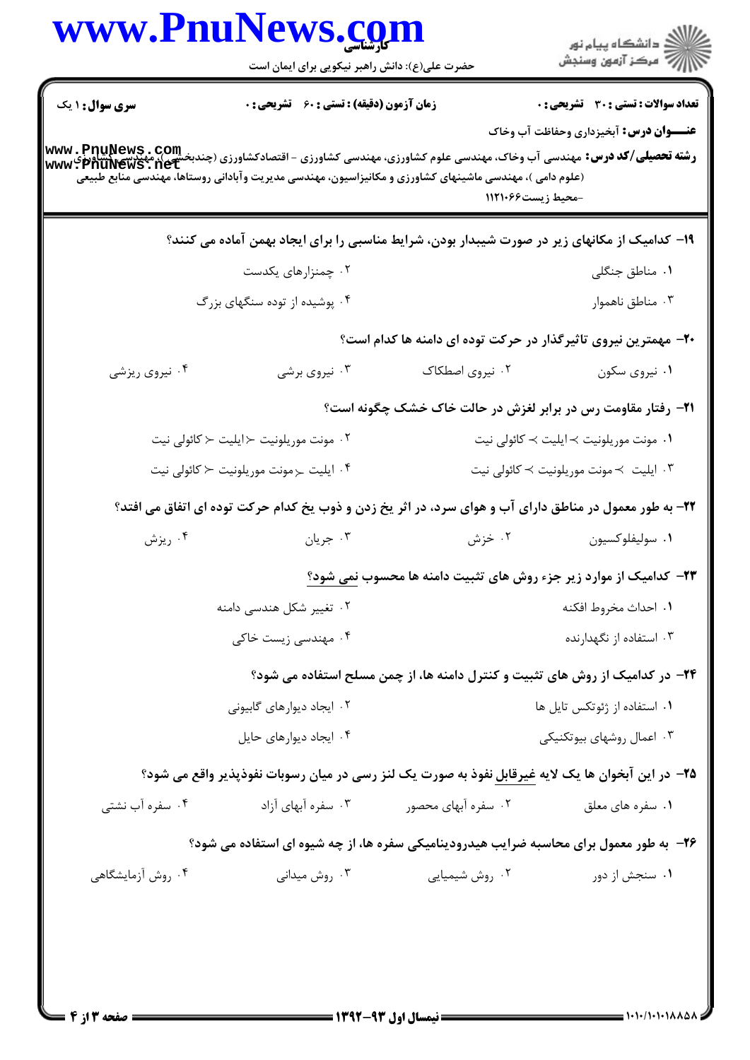**سری سوال:** ۱ یک

**زمان آزمون (دقیقه) : تستی : ۶۰ تشریحی : ۰**

**تعداد سوالات : تستی : ۳۰ تشریحی : ۰**

**عنـــوان درس:** آبخیزداری وحفاظت آب وخاک

**رشته تحصیلی/کد درس:** مهندسی آب وخاک، مهندسی علوم کشاورزی، مهندسی کشاورزی - اقتصادکشاورزی (چندبخشی )، مهندسی کشاورزی (علوم دامی )، مهندسی ماشینهای کشاورزی و مکانیزاسیون، مهندسی مدیریت وآبادانی روستاها، مهندسی منابع طبیعی -محیط زیست۱۱۲۱۰۶۶

**۱۹- کدامیک از مکانهای زیر در صورت شیبدار بودن، شرایط مناسبی را برای ایجاد بهمن آماده می کنند؟**

۱. مناطق جنگلی

۲. چمنزارهای یکدست

۳. مناطق ناهموار

۴. پوشیده از توده سنگهای بزرگ

**۲۰- مهمترین نیروی تاثیرگذار در حرکت توده ای دامنه ها کدام است؟**

۱. نیروی سکون

۲. نیروی اصطکاک

۳. نیروی برشی

۴. نیروی ریزشی

**۲۱- رفتار مقاومت رس در برابر لغزش در حالت خاک خشک چگونه است؟**

۱. مونت موریلونیت ≺ ایلیت ≺ کائولی نیت

۲. مونت موریلونیت ≻ ایلیت ≻ کائولی نیت

۳. ایلیت ≺ مونت موریلونیت ≺ کائولی نیت

۴. ایلیت ≻ مونت موریلونیت ≻ کائولی نیت

**۲۲- به طور معمول در مناطق دارای آب و هوای سرد، در اثر یخ زدن و ذوب یخ کدام حرکت توده ای اتفاق می افتد؟**

۱. سولیفلوکسیون

۲. خزش

۳. جریان

۴. ریزش

**۲۳- کدامیک از موارد زیر جزء روش های تثبیت دامنه ها محسوب نمی شود؟**

۱. احداث مخروط افکنه

۲. تغییر شکل هندسی دامنه

۳. استفاده از نگهدارنده

۴. مهندسی زیست خاکی

**۲۴- در کدامیک از روش های تثبیت و کنترل دامنه ها، از چمن مسلح استفاده می شود؟**

۱. استفاده از ژئوتکس تایل ها

۲. ایجاد دیوارهای گابیونی

۳. اعمال روشهای بیوتکنیکی

۴. ایجاد دیوارهای حایل

**۲۵- در این آبخوان ها یک لایه غیرقابل نفوذ به صورت یک لنز رسی در میان رسوبات نفوذپذیر واقع می شود؟**

۱. سفره های معلق

۲. سفره آبهای محصور

۳. سفره آبهای آزاد

۴. سفره آب نشتی

**۲۶- به طور معمول برای محاسبه ضرایب هیدرودینامیکی سفره ها، از چه شیوه ای استفاده می شود؟**

۱. سنجش از دور

۲. روش شیمیایی

۳. روش میدانی

۴. روش آزمایشگاهی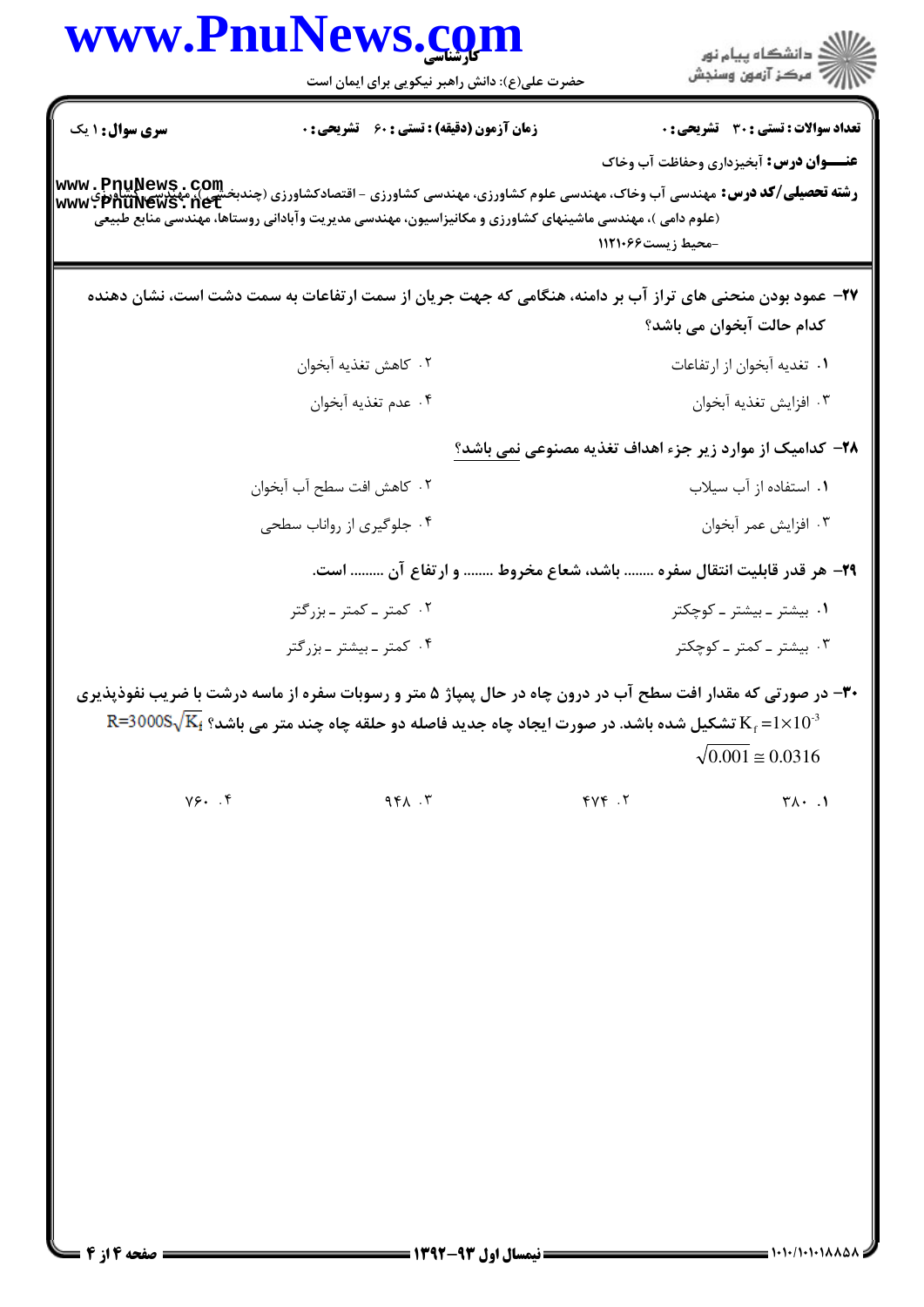**سری سوال:** ۱ یک

**زمان آزمون (دقیقه) : تستی : ۶۰ تشریحی : ۰**

**تعداد سوالات : تستی : ۳۰ تشریحی : ۰**

**عنـــوان درس:** آبخیزداری وحفاظت آب وخاک

**رشته تحصیلی/کد درس:** مهندسی آب وخاک، مهندسی علوم کشاورزی، مهندسی کشاورزی - اقتصادکشاورزی (چندبخشی )، مهندسی کشاورزی (علوم دامی )، مهندسی ماشینهای کشاورزی و مکانیزاسیون، مهندسی مدیریت وآبادانی روستاها، مهندسی منابع طبیعی -محیط زیست ۱۱۲۱۰۶۶

---

**۲۷- عمود بودن منحنی های تراز آب بر دامنه، هنگامی که جهت جریان از سمت ارتفاعات به سمت دشت است، نشان دهنده کدام حالت آبخوان می باشد؟**

۱. تغذیه آبخوان از ارتفاعات

۲. کاهش تغذیه آبخوان

۳. افزایش تغذیه آبخوان

۴. عدم تغذیه آبخوان

**۲۸- کدامیک از موارد زیر جزء اهداف تغذیه مصنوعی نمی باشد؟**

۱. استفاده از آب سیلاب

۲. کاهش افت سطح آب آبخوان

۳. افزایش عمر آبخوان

۴. جلوگیری از رواناب سطحی

**۲۹- هر قدر قابلیت انتقال سفره ........ باشد، شعاع مخروط ........ و ارتفاع آن ......... است.**

۱. بیشتر ـ بیشتر ـ کوچکتر

۲. کمتر ـ کمتر ـ بزرگتر

۳. بیشتر ـ کمتر ـ کوچکتر

۴. کمتر ـ بیشتر ـ بزرگتر

**۳۰- در صورتی که مقدار افت سطح آب در درون چاه در حال پمپاژ ۵ متر و رسوبات سفره از ماسه درشت با ضریب نفوذپذیری $K_f = 1\times10^{-3}$ تشکیل شده باشد. در صورت ایجاد چاه جدید فاصله دو حلقه چاه چند متر می باشد؟ $R=3000S\sqrt{K_f}$**

$\sqrt{0.001} \cong 0.0316$

۱. ۳۸۰

۲. ۴۷۴

۳. ۹۴۸

۴. ۷۶۰